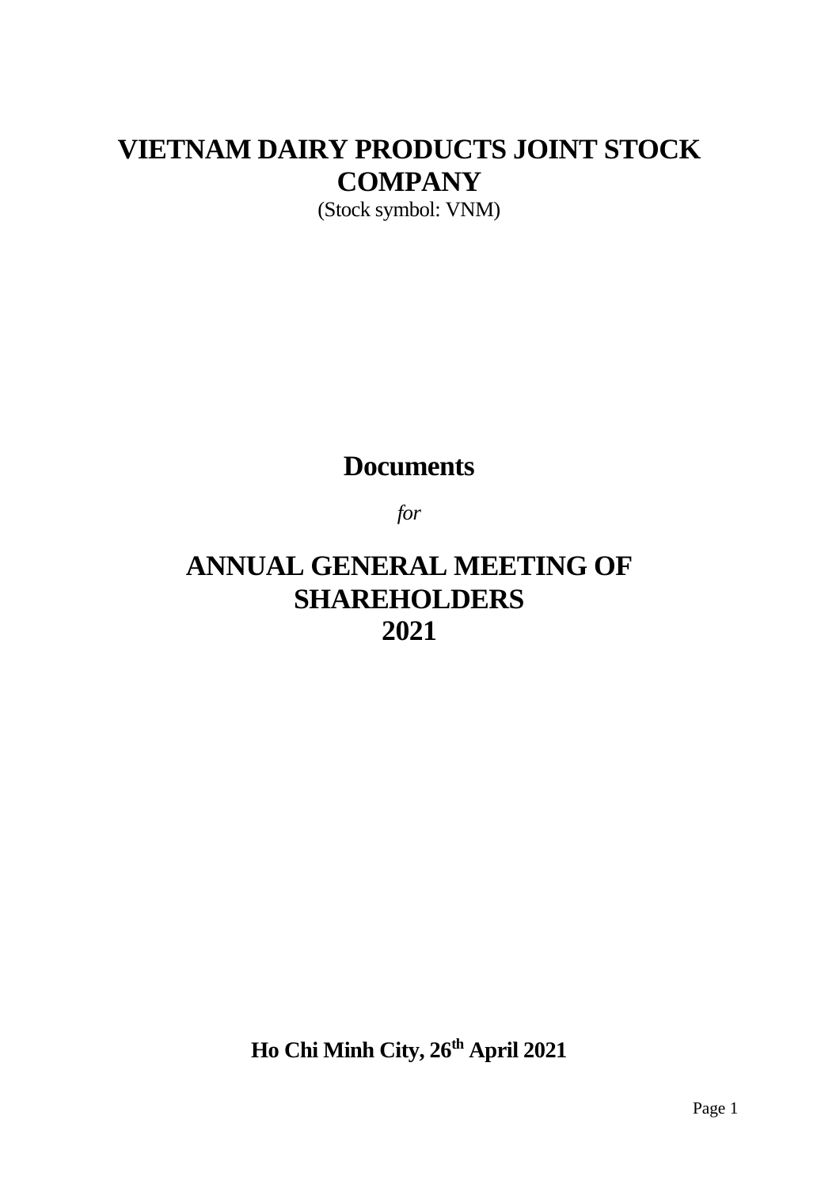# VIETNAM DAIRY PRODUCTS JOINT STOCK COMPANY

(Stock symbol: VNM)

## Documents

*for*

## ANNUAL GENERAL MEETING OF SHAREHOLDERS 2021

**Ho Chi Minh City, 26th April 2021**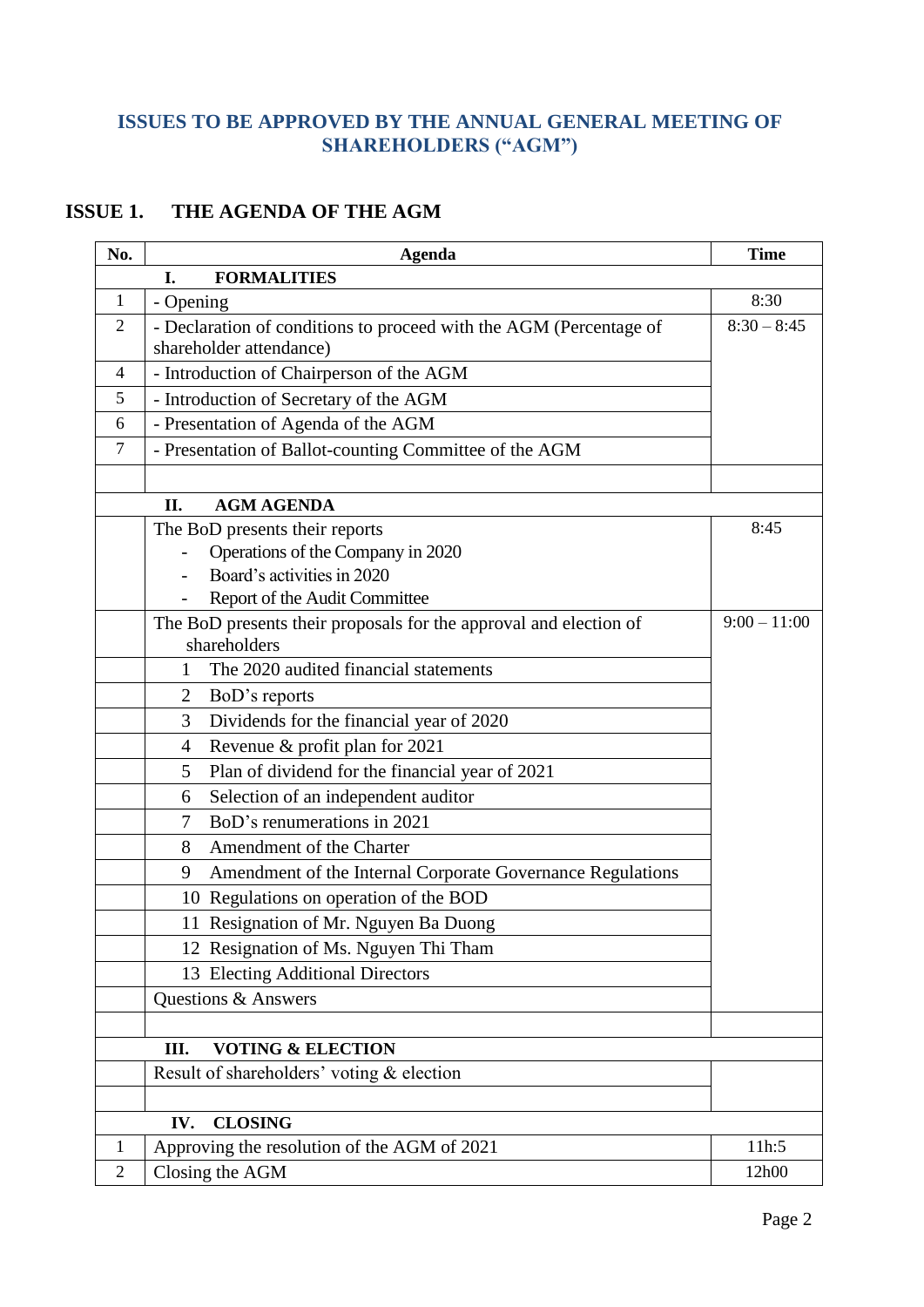## ISSUES TO BE APPROVED BY THE ANNUAL GENERAL MEETING OF SHAREHOLDERS ("AGM")

### ISSUE 1. THE AGENDA OF THE AGM

| No. | Agenda | Time |
|---|---|---|
| | **I. FORMALITIES** | |
| 1 | - Opening | 8:30 |
| 2 | - Declaration of conditions to proceed with the AGM (Percentage of shareholder attendance) | 8:30 – 8:45 |
| 4 | - Introduction of Chairperson of the AGM | |
| 5 | - Introduction of Secretary of the AGM | |
| 6 | - Presentation of Agenda of the AGM | |
| 7 | - Presentation of Ballot-counting Committee of the AGM | |
| | | |
| | **II. AGM AGENDA** | |
| | The BoD presents their reports<br>- Operations of the Company in 2020<br>- Board's activities in 2020<br>- Report of the Audit Committee | 8:45 |
| | The BoD presents their proposals for the approval and election of shareholders | 9:00 – 11:00 |
| | 1 The 2020 audited financial statements | |
| | 2 BoD's reports | |
| | 3 Dividends for the financial year of 2020 | |
| | 4 Revenue & profit plan for 2021 | |
| | 5 Plan of dividend for the financial year of 2021 | |
| | 6 Selection of an independent auditor | |
| | 7 BoD's renumerations in 2021 | |
| | 8 Amendment of the Charter | |
| | 9 Amendment of the Internal Corporate Governance Regulations | |
| | 10 Regulations on operation of the BOD | |
| | 11 Resignation of Mr. Nguyen Ba Duong | |
| | 12 Resignation of Ms. Nguyen Thi Tham | |
| | 13 Electing Additional Directors | |
| | Questions & Answers | |
| | | |
| | **III. VOTING & ELECTION** | |
| | Result of shareholders' voting & election | |
| | | |
| | **IV. CLOSING** | |
| 1 | Approving the resolution of the AGM of 2021 | 11h:5 |
| 2 | Closing the AGM | 12h00 |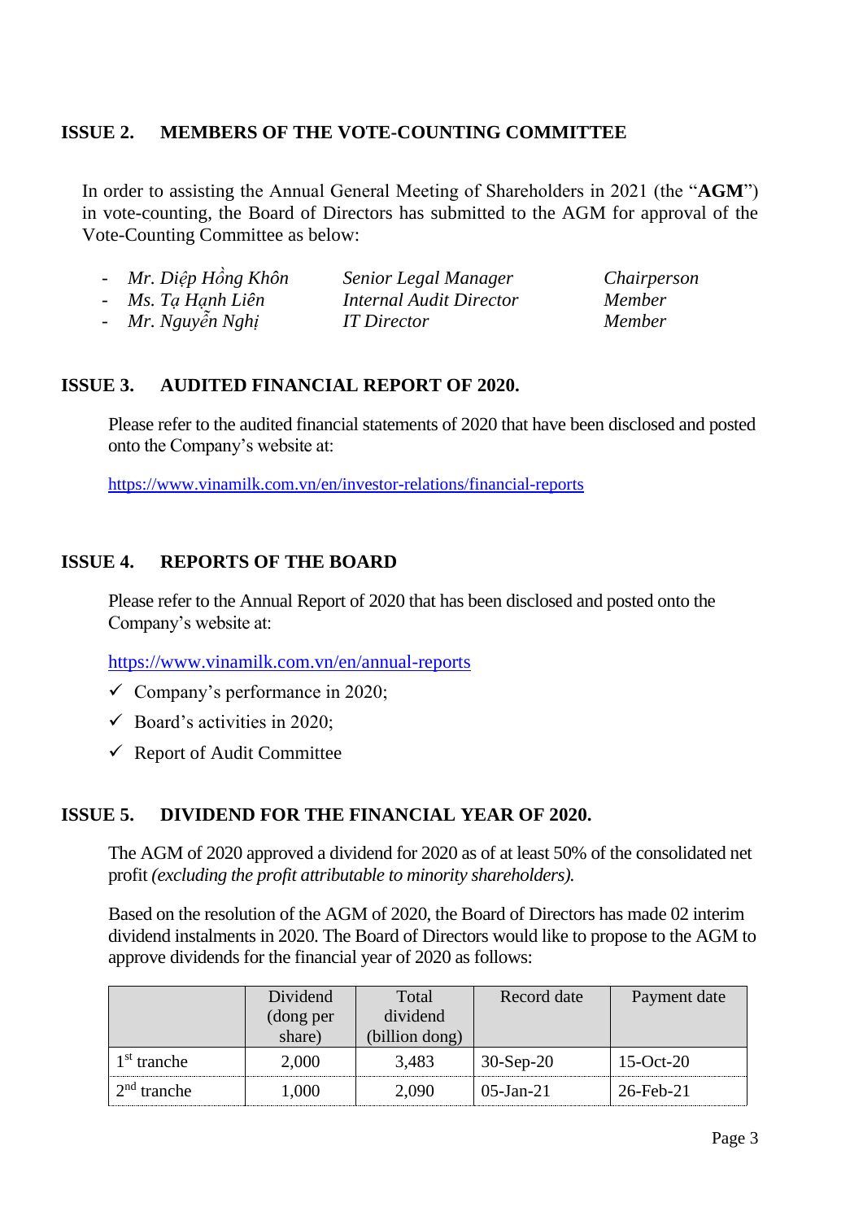## ISSUE 2. MEMBERS OF THE VOTE-COUNTING COMMITTEE

In order to assisting the Annual General Meeting of Shareholders in 2021 (the "**AGM**") in vote-counting, the Board of Directors has submitted to the AGM for approval of the Vote-Counting Committee as below:

- *Mr. Diệp Hồng Khôn* — *Senior Legal Manager* — *Chairperson*
- *Ms. Tạ Hạnh Liên* — *Internal Audit Director* — *Member*
- *Mr. Nguyễn Nghị* — *IT Director* — *Member*

## ISSUE 3. AUDITED FINANCIAL REPORT OF 2020.

Please refer to the audited financial statements of 2020 that have been disclosed and posted onto the Company's website at:

https://www.vinamilk.com.vn/en/investor-relations/financial-reports

## ISSUE 4. REPORTS OF THE BOARD

Please refer to the Annual Report of 2020 that has been disclosed and posted onto the Company's website at:

https://www.vinamilk.com.vn/en/annual-reports

- ✓ Company's performance in 2020;
- ✓ Board's activities in 2020;
- ✓ Report of Audit Committee

## ISSUE 5. DIVIDEND FOR THE FINANCIAL YEAR OF 2020.

The AGM of 2020 approved a dividend for 2020 as of at least 50% of the consolidated net profit *(excluding the profit attributable to minority shareholders).*

Based on the resolution of the AGM of 2020, the Board of Directors has made 02 interim dividend instalments in 2020. The Board of Directors would like to propose to the AGM to approve dividends for the financial year of 2020 as follows:

| | Dividend (dong per share) | Total dividend (billion dong) | Record date | Payment date |
|---|---|---|---|---|
| 1st tranche | 2,000 | 3,483 | 30-Sep-20 | 15-Oct-20 |
| 2nd tranche | 1,000 | 2,090 | 05-Jan-21 | 26-Feb-21 |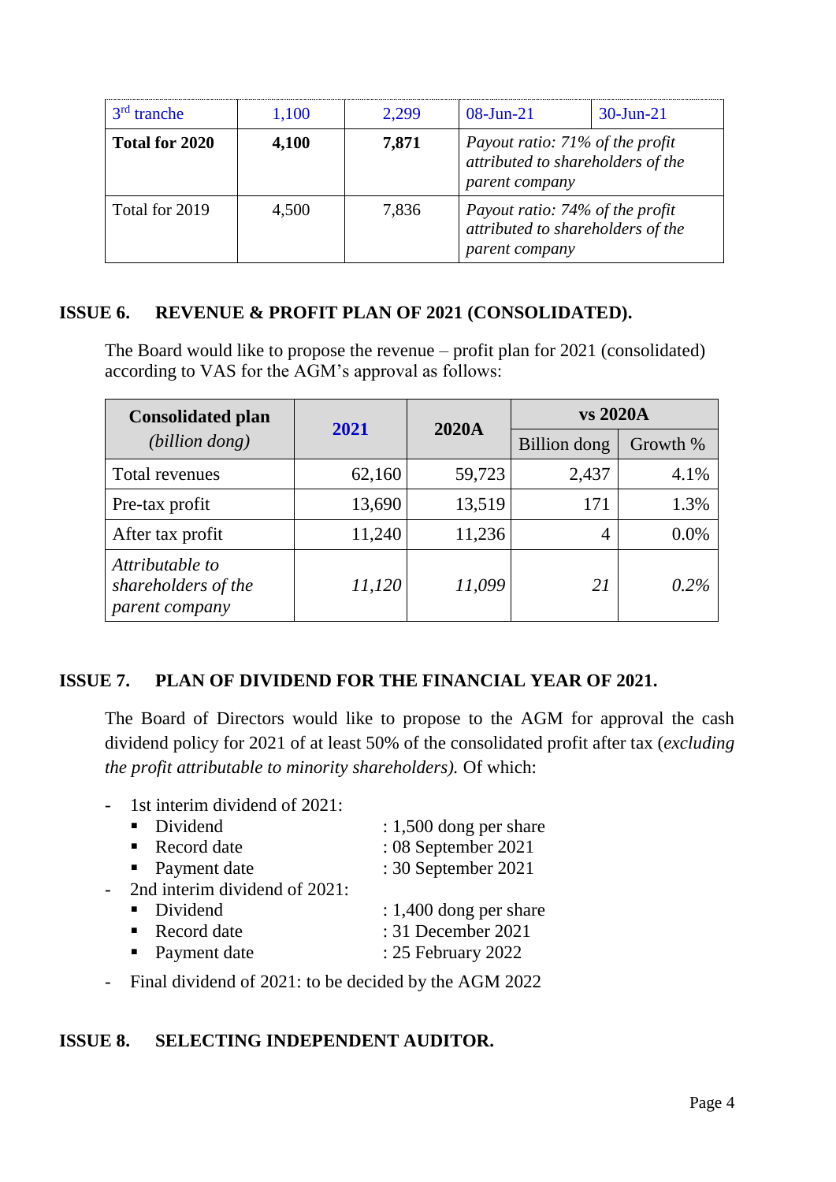| 3rd tranche | 1,100 | 2,299 | 08-Jun-21 | 30-Jun-21 |
|---|---|---|---|---|
| **Total for 2020** | **4,100** | **7,871** | *Payout ratio: 71% of the profit attributed to shareholders of the parent company* | |
| Total for 2019 | 4,500 | 7,836 | *Payout ratio: 74% of the profit attributed to shareholders of the parent company* | |

## ISSUE 6. REVENUE & PROFIT PLAN OF 2021 (CONSOLIDATED).

The Board would like to propose the revenue – profit plan for 2021 (consolidated) according to VAS for the AGM's approval as follows:

| **Consolidated plan** *(billion dong)* | **2021** | **2020A** | **vs 2020A** | |
|---|---|---|---|---|
| | | | Billion dong | Growth % |
| Total revenues | 62,160 | 59,723 | 2,437 | 4.1% |
| Pre-tax profit | 13,690 | 13,519 | 171 | 1.3% |
| After tax profit | 11,240 | 11,236 | 4 | 0.0% |
| *Attributable to shareholders of the parent company* | *11,120* | *11,099* | *21* | *0.2%* |

## ISSUE 7. PLAN OF DIVIDEND FOR THE FINANCIAL YEAR OF 2021.

The Board of Directors would like to propose to the AGM for approval the cash dividend policy for 2021 of at least 50% of the consolidated profit after tax (*excluding the profit attributable to minority shareholders).* Of which:

- 1st interim dividend of 2021:
  - Dividend : 1,500 dong per share
  - Record date : 08 September 2021
  - Payment date : 30 September 2021
- 2nd interim dividend of 2021:
  - Dividend : 1,400 dong per share
  - Record date : 31 December 2021
  - Payment date : 25 February 2022
- Final dividend of 2021: to be decided by the AGM 2022

## ISSUE 8. SELECTING INDEPENDENT AUDITOR.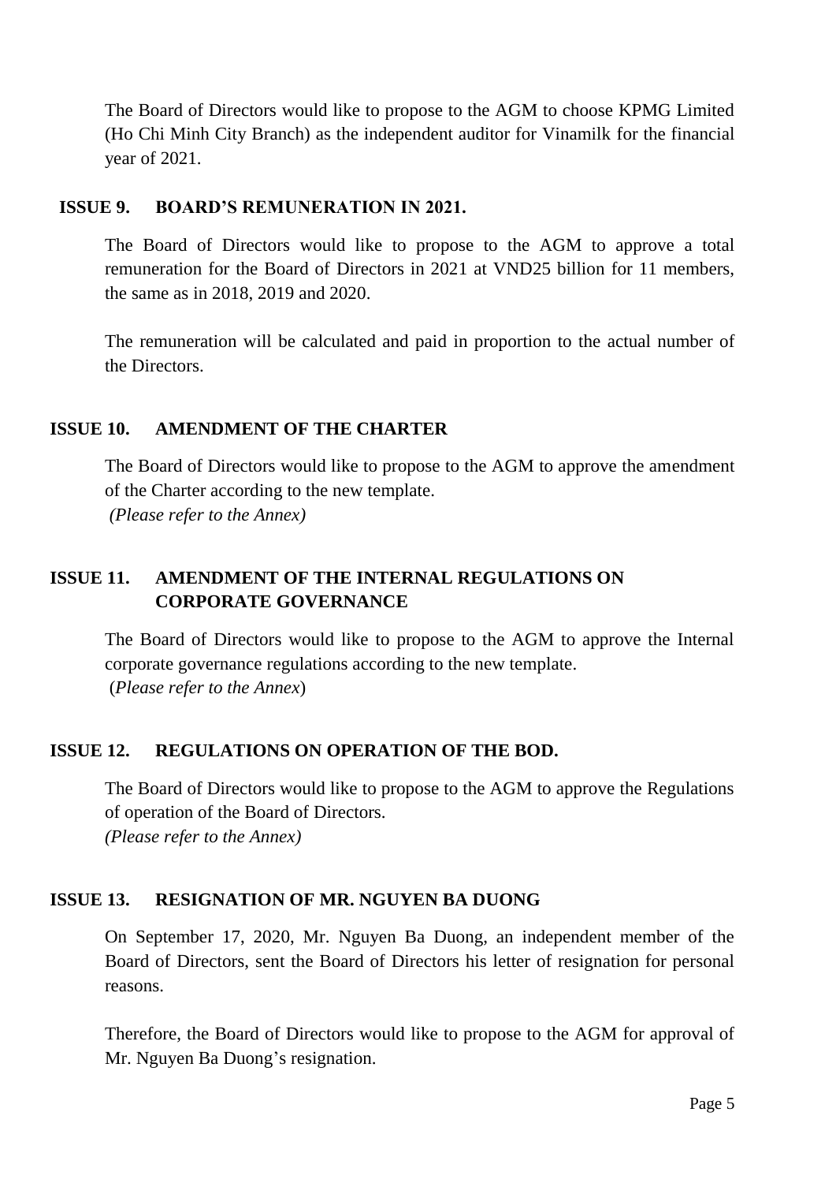The Board of Directors would like to propose to the AGM to choose KPMG Limited (Ho Chi Minh City Branch) as the independent auditor for Vinamilk for the financial year of 2021.

## ISSUE 9. BOARD'S REMUNERATION IN 2021.

The Board of Directors would like to propose to the AGM to approve a total remuneration for the Board of Directors in 2021 at VND25 billion for 11 members, the same as in 2018, 2019 and 2020.

The remuneration will be calculated and paid in proportion to the actual number of the Directors.

## ISSUE 10. AMENDMENT OF THE CHARTER

The Board of Directors would like to propose to the AGM to approve the amendment of the Charter according to the new template.
*(Please refer to the Annex)*

## ISSUE 11. AMENDMENT OF THE INTERNAL REGULATIONS ON CORPORATE GOVERNANCE

The Board of Directors would like to propose to the AGM to approve the Internal corporate governance regulations according to the new template.
(*Please refer to the Annex*)

## ISSUE 12. REGULATIONS ON OPERATION OF THE BOD.

The Board of Directors would like to propose to the AGM to approve the Regulations of operation of the Board of Directors.
*(Please refer to the Annex)*

## ISSUE 13. RESIGNATION OF MR. NGUYEN BA DUONG

On September 17, 2020, Mr. Nguyen Ba Duong, an independent member of the Board of Directors, sent the Board of Directors his letter of resignation for personal reasons.

Therefore, the Board of Directors would like to propose to the AGM for approval of Mr. Nguyen Ba Duong's resignation.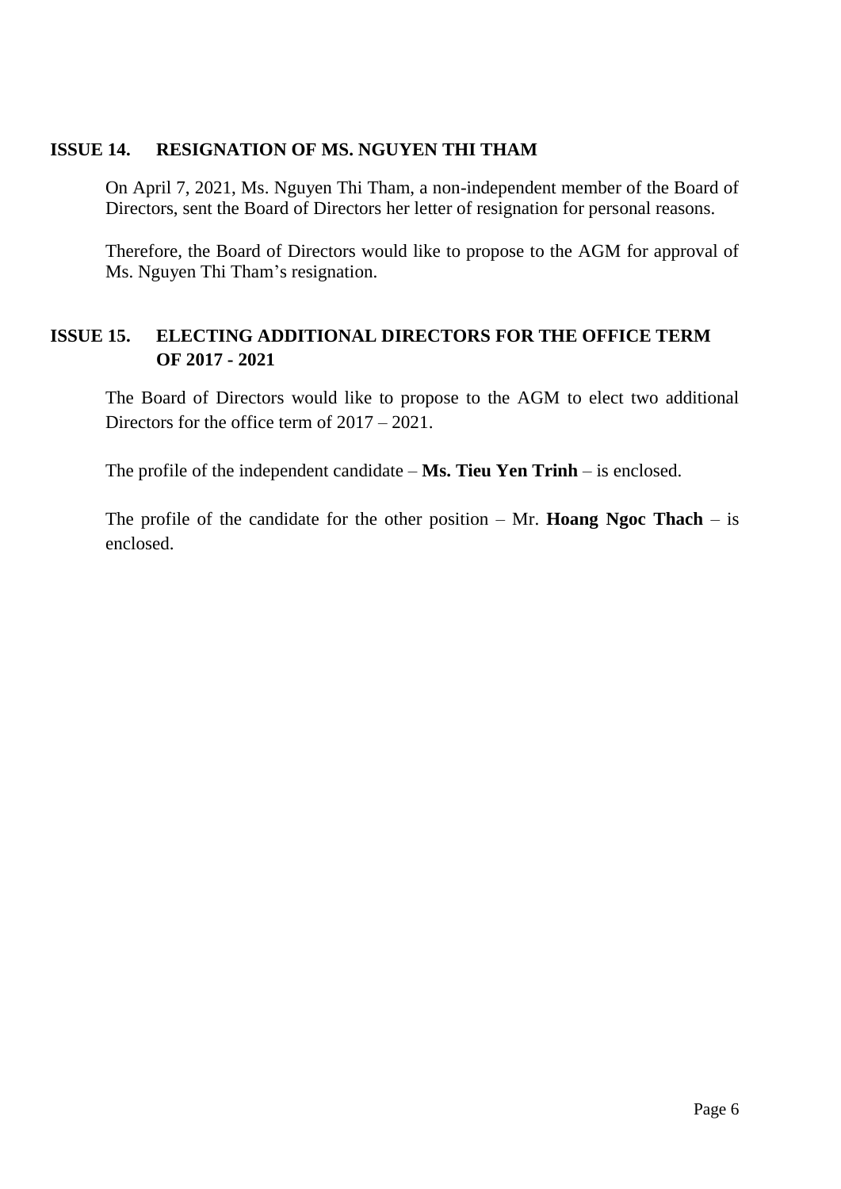## ISSUE 14. RESIGNATION OF MS. NGUYEN THI THAM

On April 7, 2021, Ms. Nguyen Thi Tham, a non-independent member of the Board of Directors, sent the Board of Directors her letter of resignation for personal reasons.

Therefore, the Board of Directors would like to propose to the AGM for approval of Ms. Nguyen Thi Tham's resignation.

## ISSUE 15. ELECTING ADDITIONAL DIRECTORS FOR THE OFFICE TERM OF 2017 - 2021

The Board of Directors would like to propose to the AGM to elect two additional Directors for the office term of 2017 – 2021.

The profile of the independent candidate – **Ms. Tieu Yen Trinh** – is enclosed.

The profile of the candidate for the other position – Mr. **Hoang Ngoc Thach** – is enclosed.